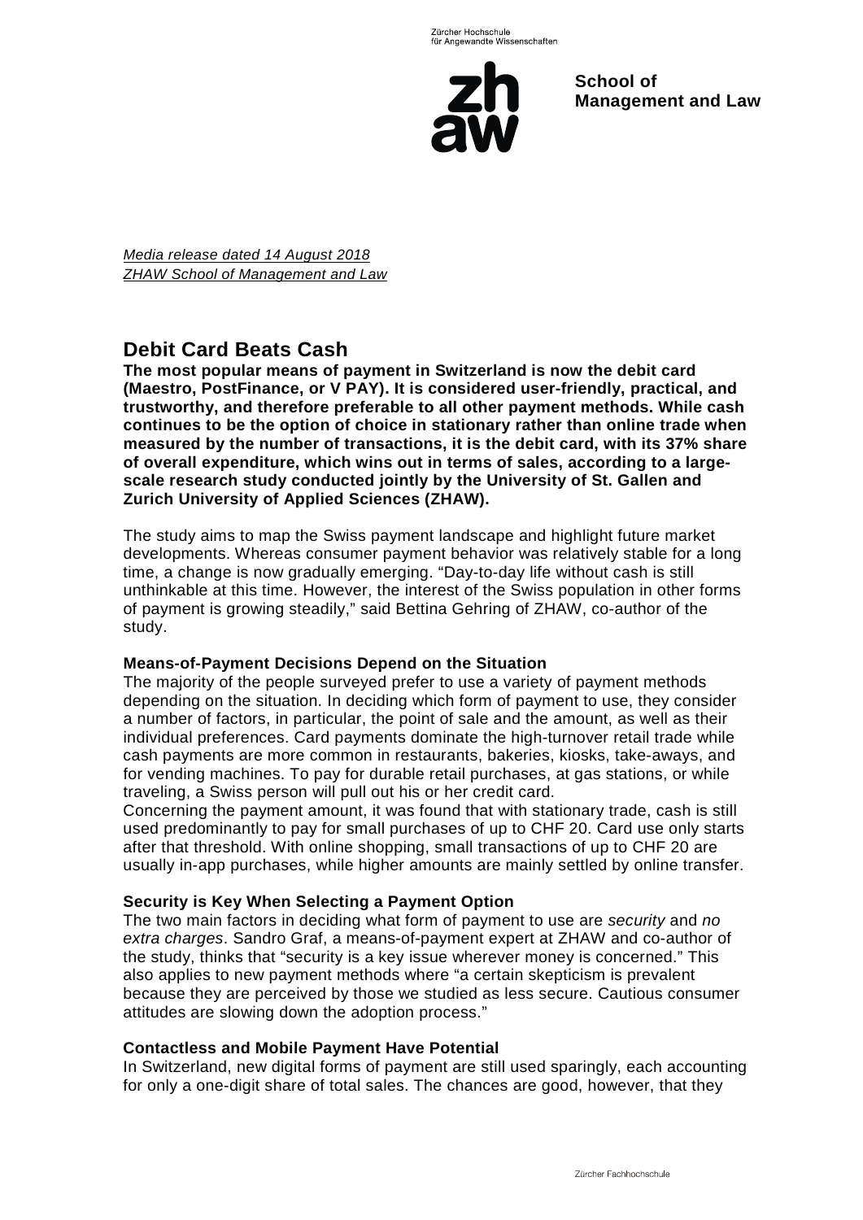*Media release dated 14 August 2018*
*ZHAW School of Management and Law*

# Debit Card Beats Cash

**The most popular means of payment in Switzerland is now the debit card (Maestro, PostFinance, or V PAY). It is considered user-friendly, practical, and trustworthy, and therefore preferable to all other payment methods. While cash continues to be the option of choice in stationary rather than online trade when measured by the number of transactions, it is the debit card, with its 37% share of overall expenditure, which wins out in terms of sales, according to a large-scale research study conducted jointly by the University of St. Gallen and Zurich University of Applied Sciences (ZHAW).**

The study aims to map the Swiss payment landscape and highlight future market developments. Whereas consumer payment behavior was relatively stable for a long time, a change is now gradually emerging. “Day-to-day life without cash is still unthinkable at this time. However, the interest of the Swiss population in other forms of payment is growing steadily,” said Bettina Gehring of ZHAW, co-author of the study.

### Means-of-Payment Decisions Depend on the Situation

The majority of the people surveyed prefer to use a variety of payment methods depending on the situation. In deciding which form of payment to use, they consider a number of factors, in particular, the point of sale and the amount, as well as their individual preferences. Card payments dominate the high-turnover retail trade while cash payments are more common in restaurants, bakeries, kiosks, take-aways, and for vending machines. To pay for durable retail purchases, at gas stations, or while traveling, a Swiss person will pull out his or her credit card.

Concerning the payment amount, it was found that with stationary trade, cash is still used predominantly to pay for small purchases of up to CHF 20. Card use only starts after that threshold. With online shopping, small transactions of up to CHF 20 are usually in-app purchases, while higher amounts are mainly settled by online transfer.

### Security is Key When Selecting a Payment Option

The two main factors in deciding what form of payment to use are *security* and *no extra charges*. Sandro Graf, a means-of-payment expert at ZHAW and co-author of the study, thinks that “security is a key issue wherever money is concerned.” This also applies to new payment methods where “a certain skepticism is prevalent because they are perceived by those we studied as less secure. Cautious consumer attitudes are slowing down the adoption process.”

### Contactless and Mobile Payment Have Potential

In Switzerland, new digital forms of payment are still used sparingly, each accounting for only a one-digit share of total sales. The chances are good, however, that they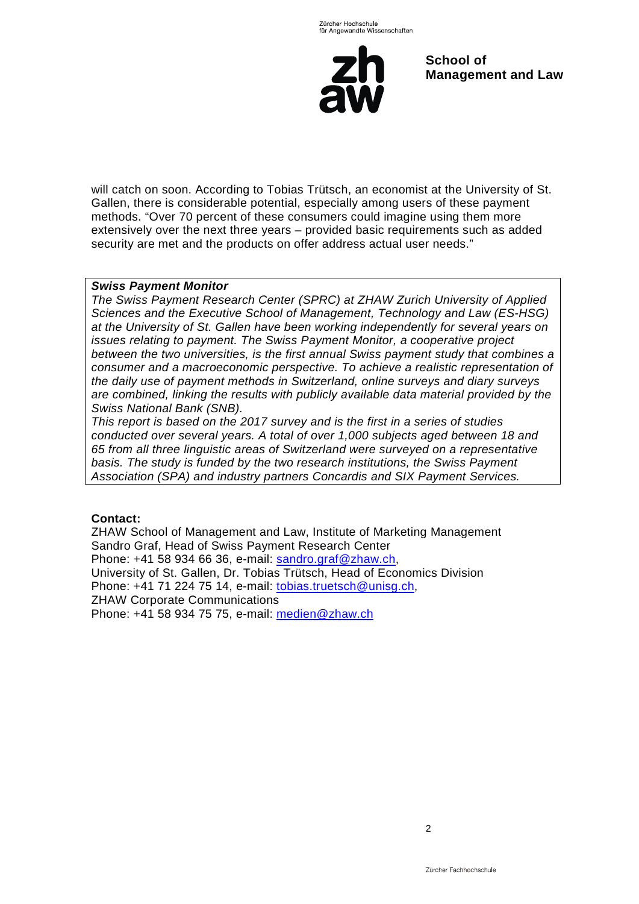will catch on soon. According to Tobias Trütsch, an economist at the University of St. Gallen, there is considerable potential, especially among users of these payment methods. "Over 70 percent of these consumers could imagine using them more extensively over the next three years – provided basic requirements such as added security are met and the products on offer address actual user needs."

***Swiss Payment Monitor***

*The Swiss Payment Research Center (SPRC) at ZHAW Zurich University of Applied Sciences and the Executive School of Management, Technology and Law (ES-HSG) at the University of St. Gallen have been working independently for several years on issues relating to payment. The Swiss Payment Monitor, a cooperative project between the two universities, is the first annual Swiss payment study that combines a consumer and a macroeconomic perspective. To achieve a realistic representation of the daily use of payment methods in Switzerland, online surveys and diary surveys are combined, linking the results with publicly available data material provided by the Swiss National Bank (SNB).*

*This report is based on the 2017 survey and is the first in a series of studies conducted over several years. A total of over 1,000 subjects aged between 18 and 65 from all three linguistic areas of Switzerland were surveyed on a representative basis. The study is funded by the two research institutions, the Swiss Payment Association (SPA) and industry partners Concardis and SIX Payment Services.*

**Contact:**

ZHAW School of Management and Law, Institute of Marketing Management
Sandro Graf, Head of Swiss Payment Research Center
Phone: +41 58 934 66 36, e-mail: sandro.graf@zhaw.ch,
University of St. Gallen, Dr. Tobias Trütsch, Head of Economics Division
Phone: +41 71 224 75 14, e-mail: tobias.truetsch@unisg.ch,
ZHAW Corporate Communications
Phone: +41 58 934 75 75, e-mail: medien@zhaw.ch